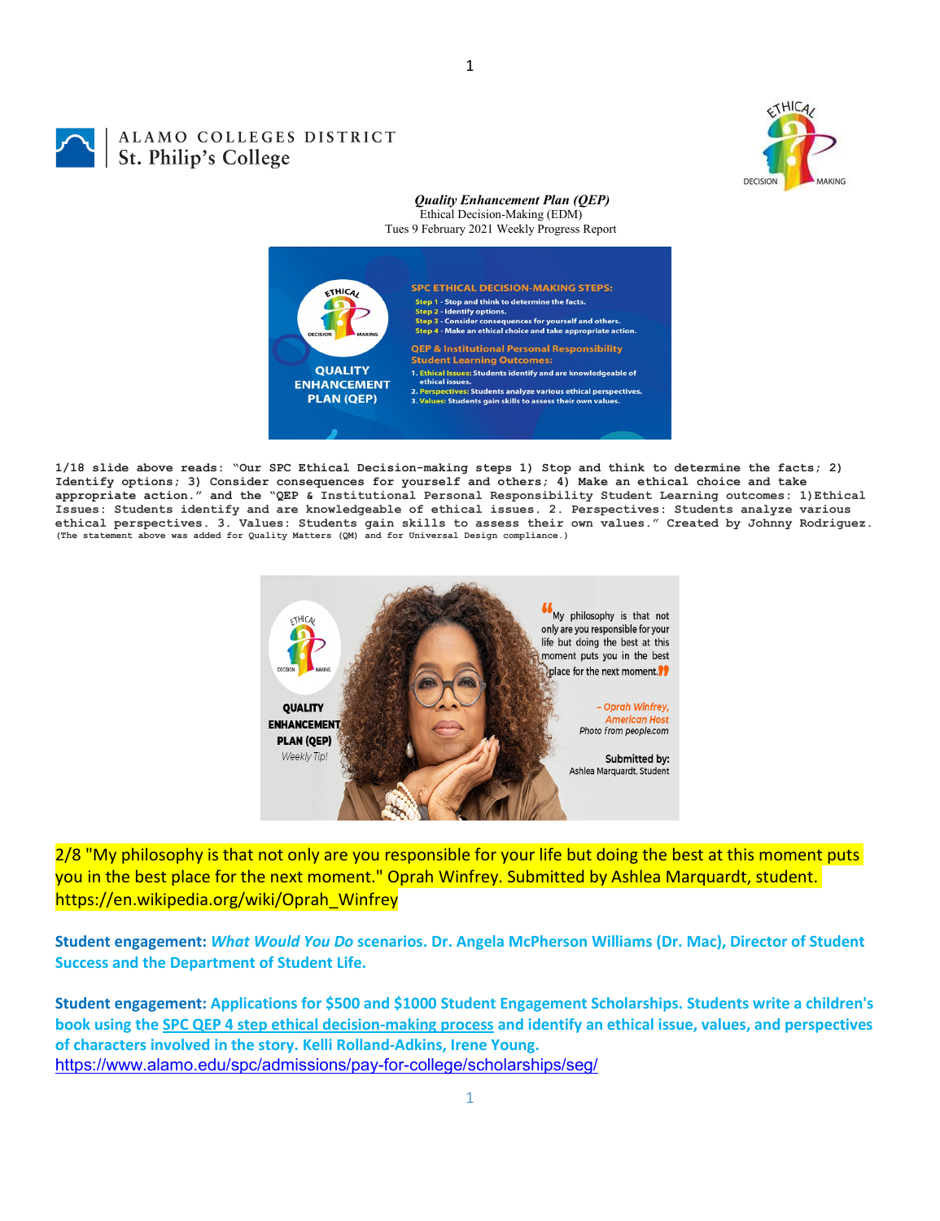ALAMO COLLEGES DISTRICT
St. Philip's College

***Quality Enhancement Plan (QEP)***
Ethical Decision-Making (EDM)
Tues 9 February 2021 Weekly Progress Report

1/18 slide above reads: "Our SPC Ethical Decision-making steps 1) Stop and think to determine the facts; 2) Identify options; 3) Consider consequences for yourself and others; 4) Make an ethical choice and take appropriate action." and the "QEP & Institutional Personal Responsibility Student Learning outcomes: 1)Ethical Issues: Students identify and are knowledgeable of ethical issues. 2. Perspectives: Students analyze various ethical perspectives. 3. Values: Students gain skills to assess their own values." Created by Johnny Rodriguez. (The statement above was added for Quality Matters (QM) and for Universal Design compliance.)

2/8 "My philosophy is that not only are you responsible for your life but doing the best at this moment puts you in the best place for the next moment." Oprah Winfrey. Submitted by Ashlea Marquardt, student. https://en.wikipedia.org/wiki/Oprah_Winfrey

**Student engagement:** ***What Would You Do*** **scenarios. Dr. Angela McPherson Williams (Dr. Mac), Director of Student Success and the Department of Student Life.**

**Student engagement: Applications for $500 and $1000 Student Engagement Scholarships. Students write a children's book using the SPC QEP 4 step ethical decision-making process and identify an ethical issue, values, and perspectives of characters involved in the story. Kelli Rolland-Adkins, Irene Young.**
https://www.alamo.edu/spc/admissions/pay-for-college/scholarships/seg/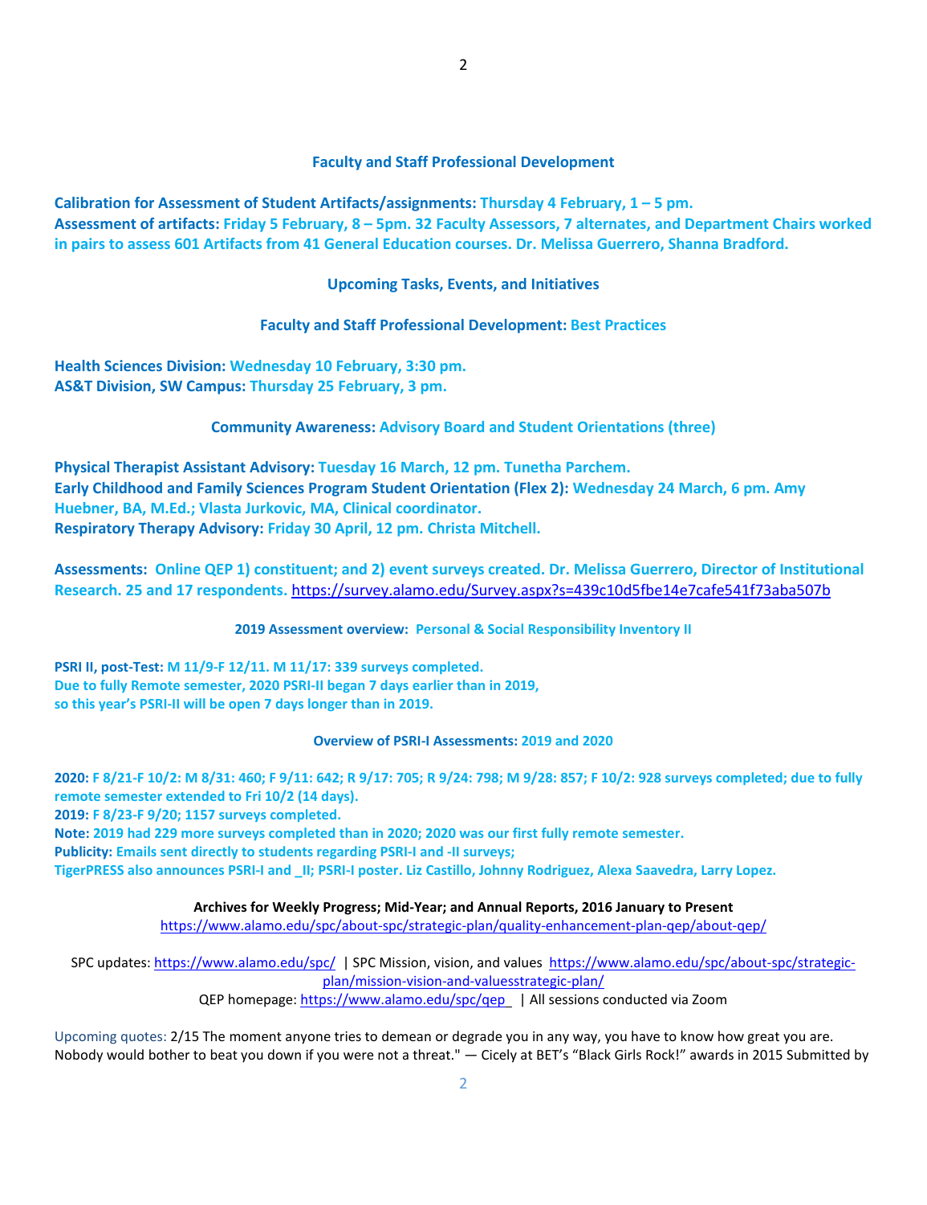### Faculty and Staff Professional Development

**Calibration for Assessment of Student Artifacts/assignments: Thursday 4 February, 1 – 5 pm.**
**Assessment of artifacts: Friday 5 February, 8 – 5pm. 32 Faculty Assessors, 7 alternates, and Department Chairs worked in pairs to assess 601 Artifacts from 41 General Education courses. Dr. Melissa Guerrero, Shanna Bradford.**

### Upcoming Tasks, Events, and Initiatives

### Faculty and Staff Professional Development: Best Practices

**Health Sciences Division: Wednesday 10 February, 3:30 pm.**
**AS&T Division, SW Campus: Thursday 25 February, 3 pm.**

### Community Awareness: Advisory Board and Student Orientations (three)

**Physical Therapist Assistant Advisory: Tuesday 16 March, 12 pm. Tunetha Parchem.**
**Early Childhood and Family Sciences Program Student Orientation (Flex 2): Wednesday 24 March, 6 pm. Amy Huebner, BA, M.Ed.; Vlasta Jurkovic, MA, Clinical coordinator.**
**Respiratory Therapy Advisory: Friday 30 April, 12 pm. Christa Mitchell.**

**Assessments: Online QEP 1) constituent; and 2) event surveys created. Dr. Melissa Guerrero, Director of Institutional Research. 25 and 17 respondents.** https://survey.alamo.edu/Survey.aspx?s=439c10d5fbe14e7cafe541f73aba507b

#### 2019 Assessment overview: Personal & Social Responsibility Inventory II

**PSRI II, post-Test: M 11/9-F 12/11. M 11/17: 339 surveys completed.**
**Due to fully Remote semester, 2020 PSRI-II began 7 days earlier than in 2019, so this year's PSRI-II will be open 7 days longer than in 2019.**

#### Overview of PSRI-I Assessments: 2019 and 2020

**2020: F 8/21-F 10/2: M 8/31: 460; F 9/11: 642; R 9/17: 705; R 9/24: 798; M 9/28: 857; F 10/2: 928 surveys completed; due to fully remote semester extended to Fri 10/2 (14 days).**
**2019: F 8/23-F 9/20; 1157 surveys completed.**
**Note: 2019 had 229 more surveys completed than in 2020; 2020 was our first fully remote semester.**
**Publicity: Emails sent directly to students regarding PSRI-I and -II surveys;**
**TigerPRESS also announces PSRI-I and _II; PSRI-I poster. Liz Castillo, Johnny Rodriguez, Alexa Saavedra, Larry Lopez.**

**Archives for Weekly Progress; Mid-Year; and Annual Reports, 2016 January to Present**
https://www.alamo.edu/spc/about-spc/strategic-plan/quality-enhancement-plan-qep/about-qep/

SPC updates: https://www.alamo.edu/spc/ | SPC Mission, vision, and values https://www.alamo.edu/spc/about-spc/strategic-plan/mission-vision-and-valuesstrategic-plan/
QEP homepage: https://www.alamo.edu/spc/qep | All sessions conducted via Zoom

Upcoming quotes: 2/15 The moment anyone tries to demean or degrade you in any way, you have to know how great you are. Nobody would bother to beat you down if you were not a threat." — Cicely at BET's "Black Girls Rock!" awards in 2015 Submitted by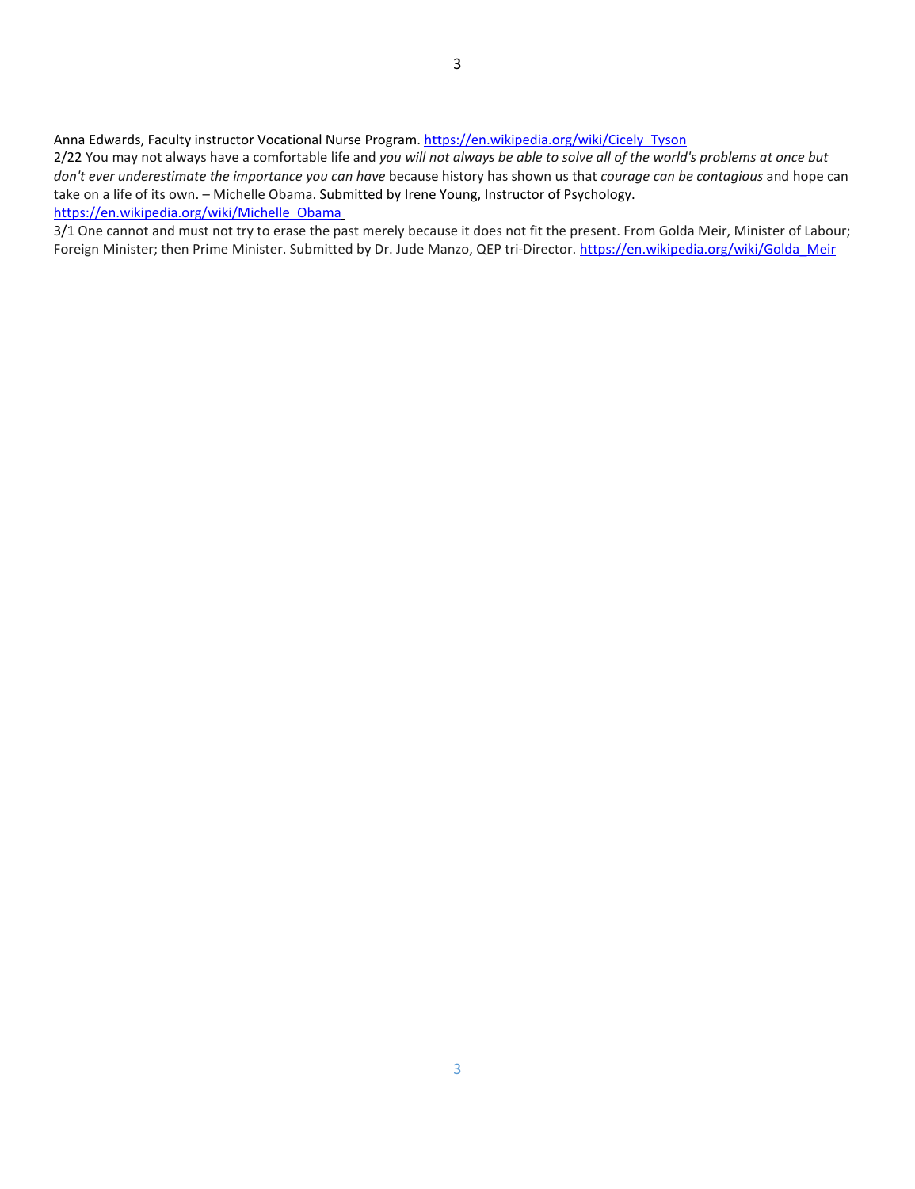Anna Edwards, Faculty instructor Vocational Nurse Program. https://en.wikipedia.org/wiki/Cicely_Tyson

2/22 You may not always have a comfortable life and *you will not always be able to solve all of the world's problems at once but don't ever underestimate the importance you can have* because history has shown us that *courage can be contagious* and hope can take on a life of its own. – Michelle Obama. Submitted by Irene Young, Instructor of Psychology. https://en.wikipedia.org/wiki/Michelle_Obama

3/1 One cannot and must not try to erase the past merely because it does not fit the present. From Golda Meir, Minister of Labour; Foreign Minister; then Prime Minister. Submitted by Dr. Jude Manzo, QEP tri-Director. https://en.wikipedia.org/wiki/Golda_Meir